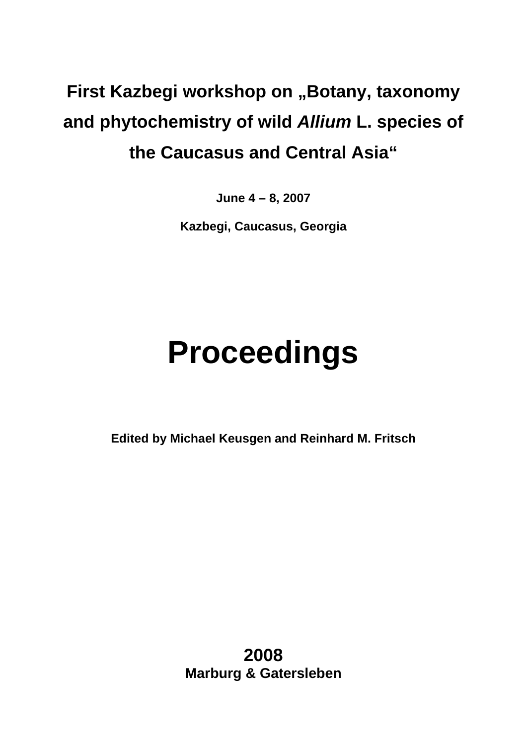# First Kazbegi workshop on „Botany, taxonomy and phytochemistry of wild *Allium* L. species of the Caucasus and Central Asia“

**June 4 – 8, 2007**

**Kazbegi, Caucasus, Georgia**

# Proceedings

**Edited by Michael Keusgen and Reinhard M. Fritsch**

**2008**

**Marburg & Gatersleben**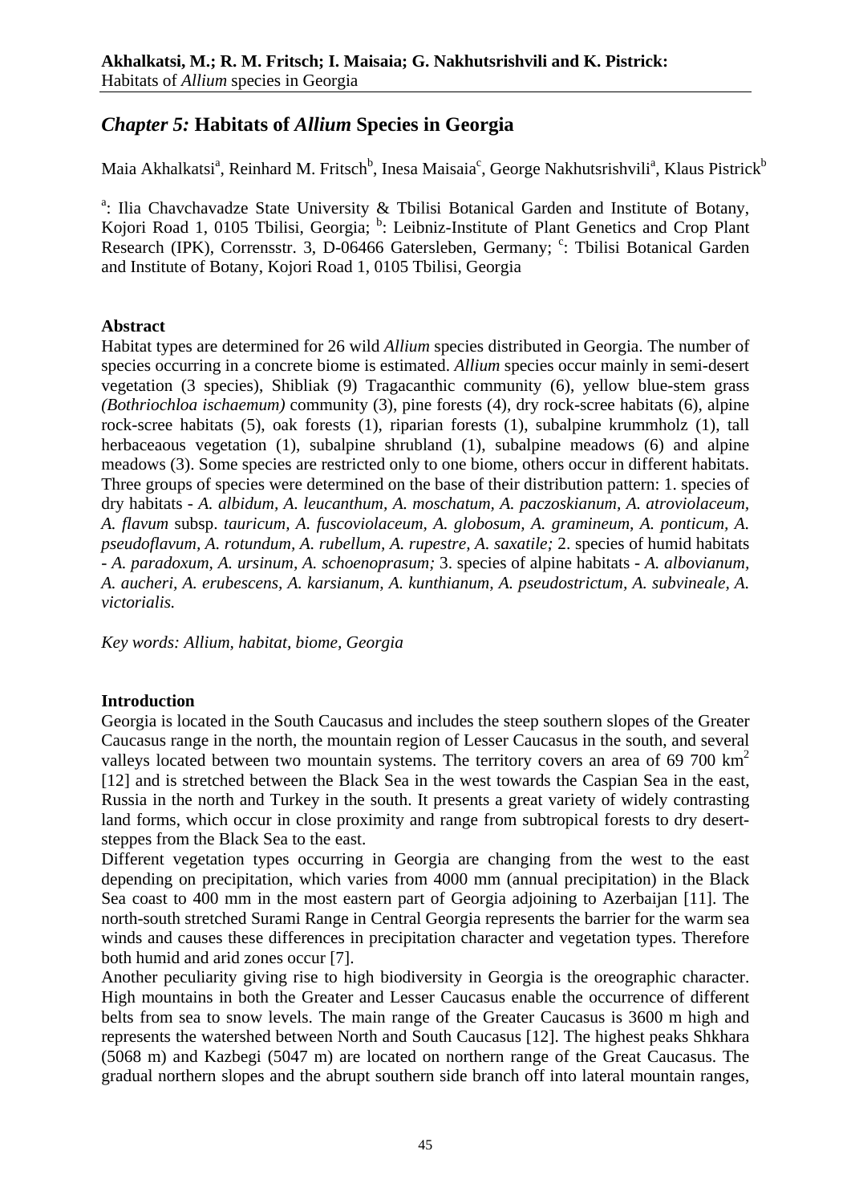**Akhalkatsi, M.; R. M. Fritsch; I. Maisaia; G. Nakhutsrishvili and K. Pistrick:**
Habitats of *Allium* species in Georgia

# *Chapter 5:* Habitats of *Allium* Species in Georgia

Maia Akhalkatsi[a], Reinhard M. Fritsch[b], Inesa Maisaia[c], George Nakhutsrishvili[a], Klaus Pistrick[b]

[a]: Ilia Chavchavadze State University & Tbilisi Botanical Garden and Institute of Botany, Kojori Road 1, 0105 Tbilisi, Georgia; [b]: Leibniz-Institute of Plant Genetics and Crop Plant Research (IPK), Corrensstr. 3, D-06466 Gatersleben, Germany; [c]: Tbilisi Botanical Garden and Institute of Botany, Kojori Road 1, 0105 Tbilisi, Georgia

## Abstract

Habitat types are determined for 26 wild *Allium* species distributed in Georgia. The number of species occurring in a concrete biome is estimated. *Allium* species occur mainly in semi-desert vegetation (3 species), Shibliak (9) Tragacanthic community (6), yellow blue-stem grass *(Bothriochloa ischaemum)* community (3), pine forests (4), dry rock-scree habitats (6), alpine rock-scree habitats (5), oak forests (1), riparian forests (1), subalpine krummholz (1), tall herbaceaous vegetation (1), subalpine shrubland (1), subalpine meadows (6) and alpine meadows (3). Some species are restricted only to one biome, others occur in different habitats. Three groups of species were determined on the base of their distribution pattern: 1. species of dry habitats - *A. albidum, A. leucanthum, A. moschatum, A. paczoskianum, A. atroviolaceum, A. flavum* subsp. *tauricum, A. fuscoviolaceum, A. globosum, A. gramineum, A. ponticum, A. pseudoflavum, A. rotundum, A. rubellum, A. rupestre, A. saxatile;* 2. species of humid habitats - *A. paradoxum, A. ursinum, A. schoenoprasum;* 3. species of alpine habitats - *A. albovianum, A. aucheri, A. erubescens, A. karsianum, A. kunthianum, A. pseudostrictum, A. subvineale, A. victorialis.*

*Key words: Allium, habitat, biome, Georgia*

## Introduction

Georgia is located in the South Caucasus and includes the steep southern slopes of the Greater Caucasus range in the north, the mountain region of Lesser Caucasus in the south, and several valleys located between two mountain systems. The territory covers an area of 69 700 km$^2$ [12] and is stretched between the Black Sea in the west towards the Caspian Sea in the east, Russia in the north and Turkey in the south. It presents a great variety of widely contrasting land forms, which occur in close proximity and range from subtropical forests to dry desert-steppes from the Black Sea to the east.

Different vegetation types occurring in Georgia are changing from the west to the east depending on precipitation, which varies from 4000 mm (annual precipitation) in the Black Sea coast to 400 mm in the most eastern part of Georgia adjoining to Azerbaijan [11]. The north-south stretched Surami Range in Central Georgia represents the barrier for the warm sea winds and causes these differences in precipitation character and vegetation types. Therefore both humid and arid zones occur [7].

Another peculiarity giving rise to high biodiversity in Georgia is the oreographic character. High mountains in both the Greater and Lesser Caucasus enable the occurrence of different belts from sea to snow levels. The main range of the Greater Caucasus is 3600 m high and represents the watershed between North and South Caucasus [12]. The highest peaks Shkhara (5068 m) and Kazbegi (5047 m) are located on northern range of the Great Caucasus. The gradual northern slopes and the abrupt southern side branch off into lateral mountain ranges,